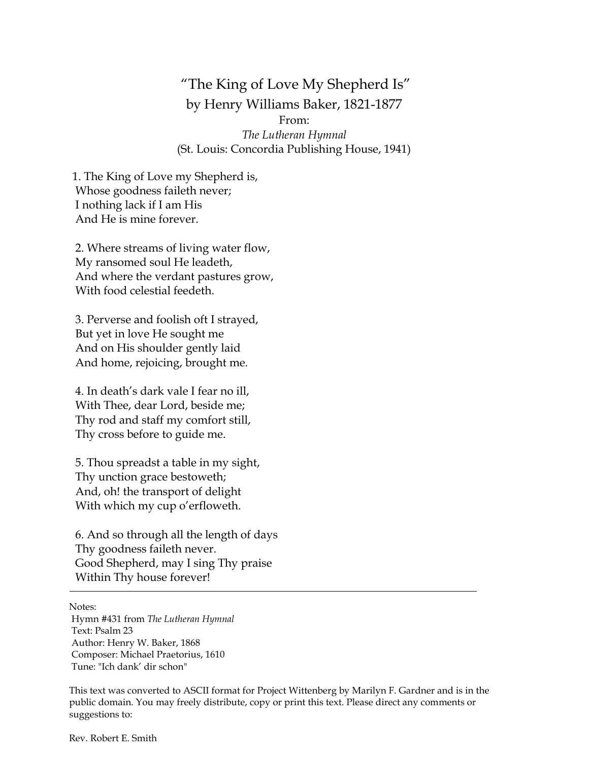# “The King of Love My Shepherd Is”

by Henry Williams Baker, 1821-1877

From:

*The Lutheran Hymnal*

(St. Louis: Concordia Publishing House, 1941)

1. The King of Love my Shepherd is,  
Whose goodness faileth never;  
I nothing lack if I am His  
And He is mine forever.

2. Where streams of living water flow,  
My ransomed soul He leadeth,  
And where the verdant pastures grow,  
With food celestial feedeth.

3. Perverse and foolish oft I strayed,  
But yet in love He sought me  
And on His shoulder gently laid  
And home, rejoicing, brought me.

4. In death’s dark vale I fear no ill,  
With Thee, dear Lord, beside me;  
Thy rod and staff my comfort still,  
Thy cross before to guide me.

5. Thou spreadst a table in my sight,  
Thy unction grace bestoweth;  
And, oh! the transport of delight  
With which my cup o’erfloweth.

6. And so through all the length of days  
Thy goodness faileth never.  
Good Shepherd, may I sing Thy praise  
Within Thy house forever!

---

Notes:  
Hymn #431 from *The Lutheran Hymnal*  
Text: Psalm 23  
Author: Henry W. Baker, 1868  
Composer: Michael Praetorius, 1610  
Tune: "Ich dank’ dir schon"

This text was converted to ASCII format for Project Wittenberg by Marilyn F. Gardner and is in the public domain. You may freely distribute, copy or print this text. Please direct any comments or suggestions to:

Rev. Robert E. Smith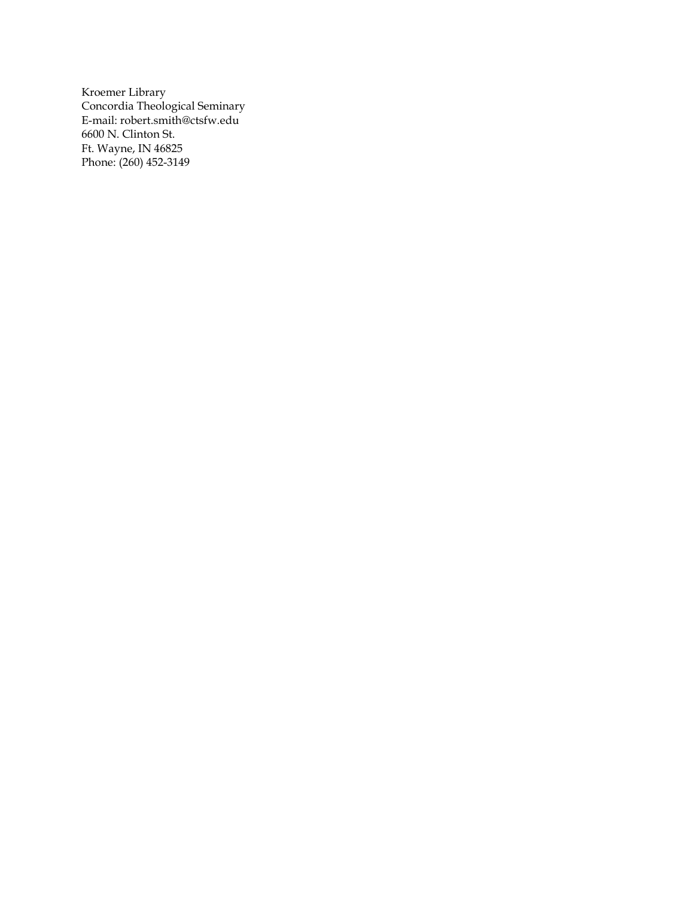Kroemer Library
Concordia Theological Seminary
E-mail: robert.smith@ctsfw.edu
6600 N. Clinton St.
Ft. Wayne, IN 46825
Phone: (260) 452-3149